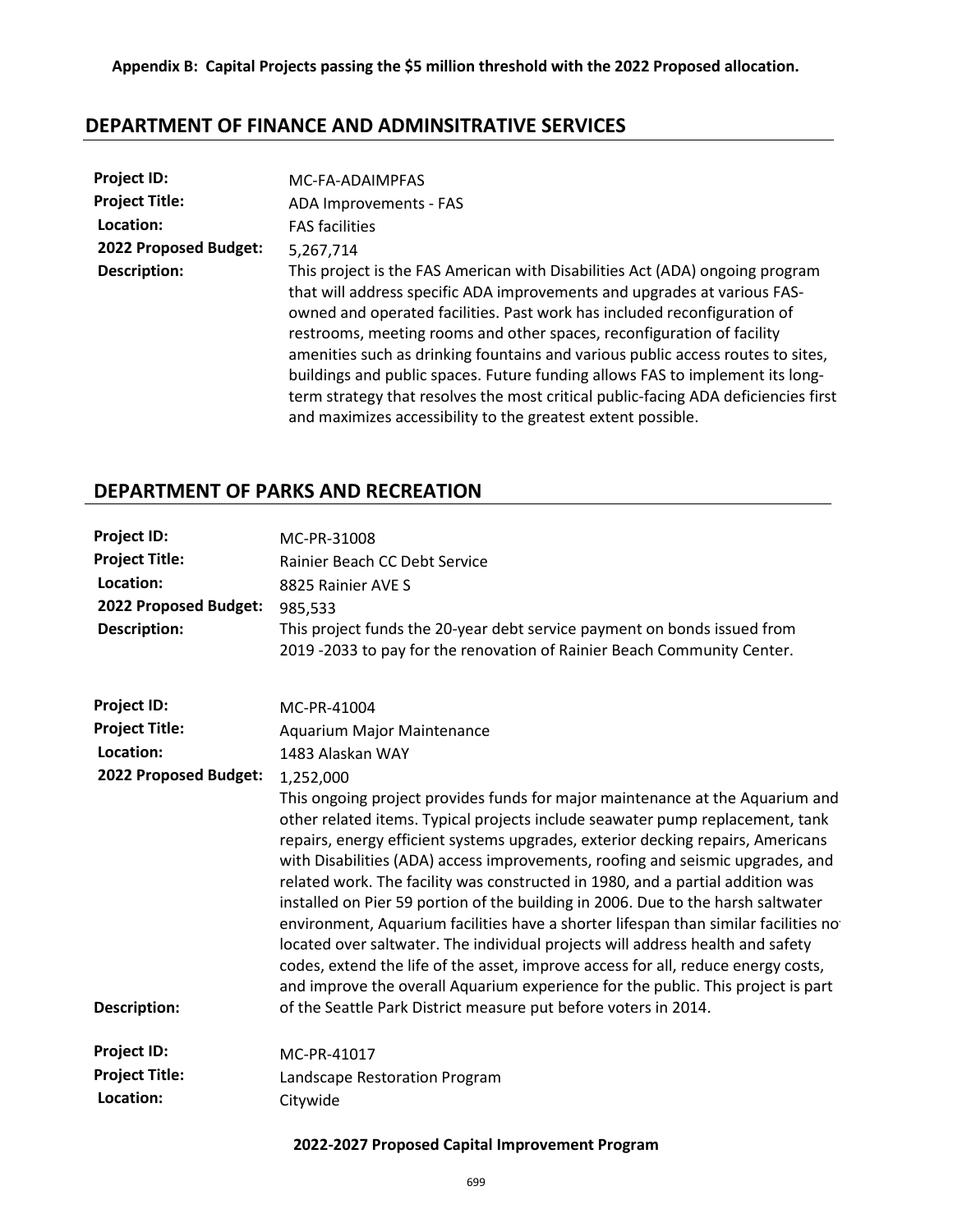**Appendix B: Capital Projects passing the $5 million threshold with the 2022 Proposed allocation.**

## DEPARTMENT OF FINANCE AND ADMINSITRATIVE SERVICES

| | |
|---|---|
| **Project ID:** | MC-FA-ADAIMPFAS |
| **Project Title:** | ADA Improvements - FAS |
| **Location:** | FAS facilities |
| **2022 Proposed Budget:** | 5,267,714 |
| **Description:** | This project is the FAS American with Disabilities Act (ADA) ongoing program that will address specific ADA improvements and upgrades at various FAS-owned and operated facilities. Past work has included reconfiguration of restrooms, meeting rooms and other spaces, reconfiguration of facility amenities such as drinking fountains and various public access routes to sites, buildings and public spaces. Future funding allows FAS to implement its long-term strategy that resolves the most critical public-facing ADA deficiencies first and maximizes accessibility to the greatest extent possible. |

## DEPARTMENT OF PARKS AND RECREATION

| | |
|---|---|
| **Project ID:** | MC-PR-31008 |
| **Project Title:** | Rainier Beach CC Debt Service |
| **Location:** | 8825 Rainier AVE S |
| **2022 Proposed Budget:** | 985,533 |
| **Description:** | This project funds the 20-year debt service payment on bonds issued from 2019 -2033 to pay for the renovation of Rainier Beach Community Center. |

| | |
|---|---|
| **Project ID:** | MC-PR-41004 |
| **Project Title:** | Aquarium Major Maintenance |
| **Location:** | 1483 Alaskan WAY |
| **2022 Proposed Budget:** | 1,252,000 |
| **Description:** | This ongoing project provides funds for major maintenance at the Aquarium and other related items. Typical projects include seawater pump replacement, tank repairs, energy efficient systems upgrades, exterior decking repairs, Americans with Disabilities (ADA) access improvements, roofing and seismic upgrades, and related work. The facility was constructed in 1980, and a partial addition was installed on Pier 59 portion of the building in 2006. Due to the harsh saltwater environment, Aquarium facilities have a shorter lifespan than similar facilities not located over saltwater. The individual projects will address health and safety codes, extend the life of the asset, improve access for all, reduce energy costs, and improve the overall Aquarium experience for the public. This project is part of the Seattle Park District measure put before voters in 2014. |

| | |
|---|---|
| **Project ID:** | MC-PR-41017 |
| **Project Title:** | Landscape Restoration Program |
| **Location:** | Citywide |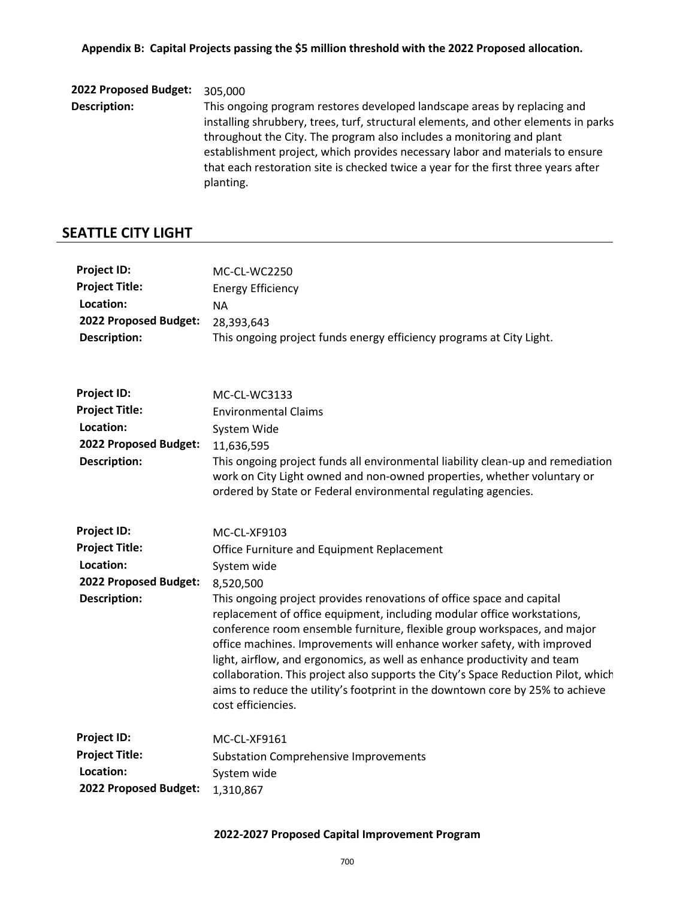**Appendix B: Capital Projects passing the $5 million threshold with the 2022 Proposed allocation.**

**2022 Proposed Budget:** 305,000

**Description:** This ongoing program restores developed landscape areas by replacing and installing shrubbery, trees, turf, structural elements, and other elements in parks throughout the City. The program also includes a monitoring and plant establishment project, which provides necessary labor and materials to ensure that each restoration site is checked twice a year for the first three years after planting.

## SEATTLE CITY LIGHT

**Project ID:** MC-CL-WC2250
**Project Title:** Energy Efficiency
**Location:** NA
**2022 Proposed Budget:** 28,393,643
**Description:** This ongoing project funds energy efficiency programs at City Light.

**Project ID:** MC-CL-WC3133
**Project Title:** Environmental Claims
**Location:** System Wide
**2022 Proposed Budget:** 11,636,595
**Description:** This ongoing project funds all environmental liability clean-up and remediation work on City Light owned and non-owned properties, whether voluntary or ordered by State or Federal environmental regulating agencies.

**Project ID:** MC-CL-XF9103
**Project Title:** Office Furniture and Equipment Replacement
**Location:** System wide
**2022 Proposed Budget:** 8,520,500
**Description:** This ongoing project provides renovations of office space and capital replacement of office equipment, including modular office workstations, conference room ensemble furniture, flexible group workspaces, and major office machines. Improvements will enhance worker safety, with improved light, airflow, and ergonomics, as well as enhance productivity and team collaboration. This project also supports the City's Space Reduction Pilot, which aims to reduce the utility's footprint in the downtown core by 25% to achieve cost efficiencies.

**Project ID:** MC-CL-XF9161
**Project Title:** Substation Comprehensive Improvements
**Location:** System wide
**2022 Proposed Budget:** 1,310,867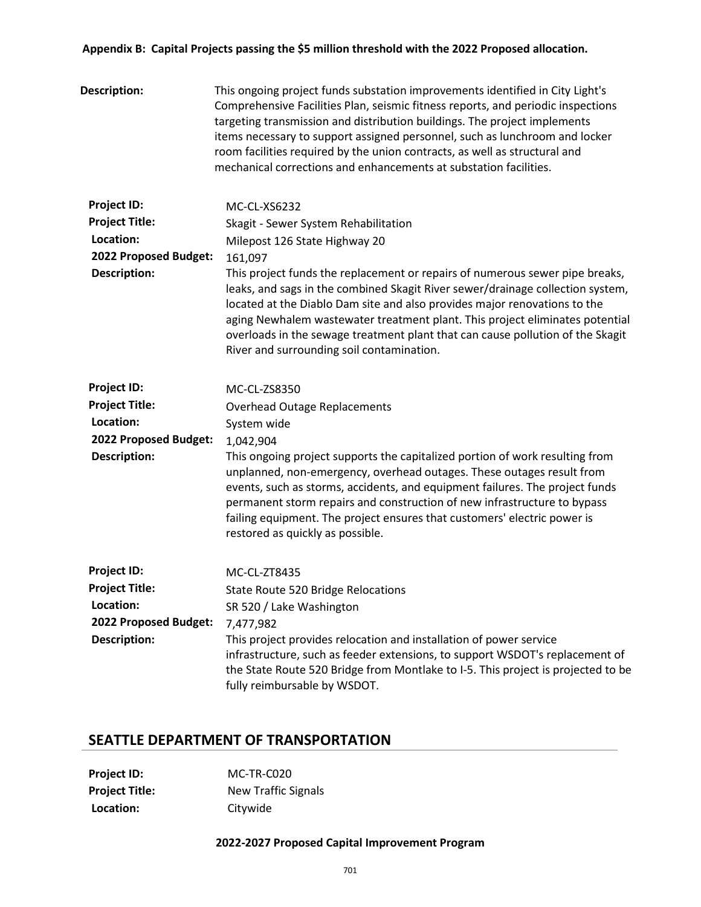**Appendix B: Capital Projects passing the $5 million threshold with the 2022 Proposed allocation.**

**Description:** This ongoing project funds substation improvements identified in City Light's Comprehensive Facilities Plan, seismic fitness reports, and periodic inspections targeting transmission and distribution buildings. The project implements items necessary to support assigned personnel, such as lunchroom and locker room facilities required by the union contracts, as well as structural and mechanical corrections and enhancements at substation facilities.

**Project ID:** MC-CL-XS6232
**Project Title:** Skagit - Sewer System Rehabilitation
**Location:** Milepost 126 State Highway 20
**2022 Proposed Budget:** 161,097
**Description:** This project funds the replacement or repairs of numerous sewer pipe breaks, leaks, and sags in the combined Skagit River sewer/drainage collection system, located at the Diablo Dam site and also provides major renovations to the aging Newhalem wastewater treatment plant. This project eliminates potential overloads in the sewage treatment plant that can cause pollution of the Skagit River and surrounding soil contamination.

**Project ID:** MC-CL-ZS8350
**Project Title:** Overhead Outage Replacements
**Location:** System wide
**2022 Proposed Budget:** 1,042,904
**Description:** This ongoing project supports the capitalized portion of work resulting from unplanned, non-emergency, overhead outages. These outages result from events, such as storms, accidents, and equipment failures. The project funds permanent storm repairs and construction of new infrastructure to bypass failing equipment. The project ensures that customers' electric power is restored as quickly as possible.

**Project ID:** MC-CL-ZT8435
**Project Title:** State Route 520 Bridge Relocations
**Location:** SR 520 / Lake Washington
**2022 Proposed Budget:** 7,477,982
**Description:** This project provides relocation and installation of power service infrastructure, such as feeder extensions, to support WSDOT's replacement of the State Route 520 Bridge from Montlake to I-5. This project is projected to be fully reimbursable by WSDOT.

## SEATTLE DEPARTMENT OF TRANSPORTATION

**Project ID:** MC-TR-C020
**Project Title:** New Traffic Signals
**Location:** Citywide

**2022-2027 Proposed Capital Improvement Program**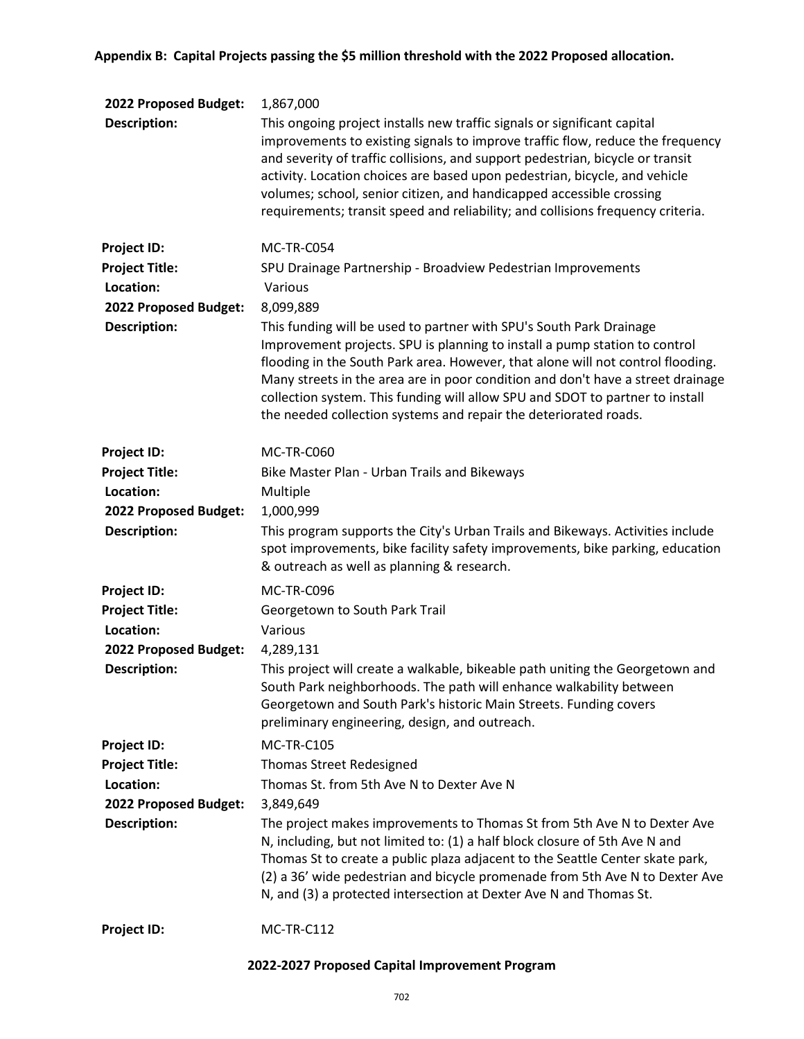**Appendix B: Capital Projects passing the $5 million threshold with the 2022 Proposed allocation.**

**2022 Proposed Budget:** 1,867,000

**Description:** This ongoing project installs new traffic signals or significant capital improvements to existing signals to improve traffic flow, reduce the frequency and severity of traffic collisions, and support pedestrian, bicycle or transit activity. Location choices are based upon pedestrian, bicycle, and vehicle volumes; school, senior citizen, and handicapped accessible crossing requirements; transit speed and reliability; and collisions frequency criteria.

**Project ID:** MC-TR-C054

**Project Title:** SPU Drainage Partnership - Broadview Pedestrian Improvements

**Location:** Various

**2022 Proposed Budget:** 8,099,889

**Description:** This funding will be used to partner with SPU's South Park Drainage Improvement projects. SPU is planning to install a pump station to control flooding in the South Park area. However, that alone will not control flooding. Many streets in the area are in poor condition and don't have a street drainage collection system. This funding will allow SPU and SDOT to partner to install the needed collection systems and repair the deteriorated roads.

**Project ID:** MC-TR-C060

**Project Title:** Bike Master Plan - Urban Trails and Bikeways

**Location:** Multiple

**2022 Proposed Budget:** 1,000,999

**Description:** This program supports the City's Urban Trails and Bikeways. Activities include spot improvements, bike facility safety improvements, bike parking, education & outreach as well as planning & research.

**Project ID:** MC-TR-C096

**Project Title:** Georgetown to South Park Trail

**Location:** Various

**2022 Proposed Budget:** 4,289,131

**Description:** This project will create a walkable, bikeable path uniting the Georgetown and South Park neighborhoods. The path will enhance walkability between Georgetown and South Park's historic Main Streets. Funding covers preliminary engineering, design, and outreach.

**Project ID:** MC-TR-C105

**Project Title:** Thomas Street Redesigned

**Location:** Thomas St. from 5th Ave N to Dexter Ave N

**2022 Proposed Budget:** 3,849,649

**Description:** The project makes improvements to Thomas St from 5th Ave N to Dexter Ave N, including, but not limited to: (1) a half block closure of 5th Ave N and Thomas St to create a public plaza adjacent to the Seattle Center skate park, (2) a 36' wide pedestrian and bicycle promenade from 5th Ave N to Dexter Ave N, and (3) a protected intersection at Dexter Ave N and Thomas St.

**Project ID:** MC-TR-C112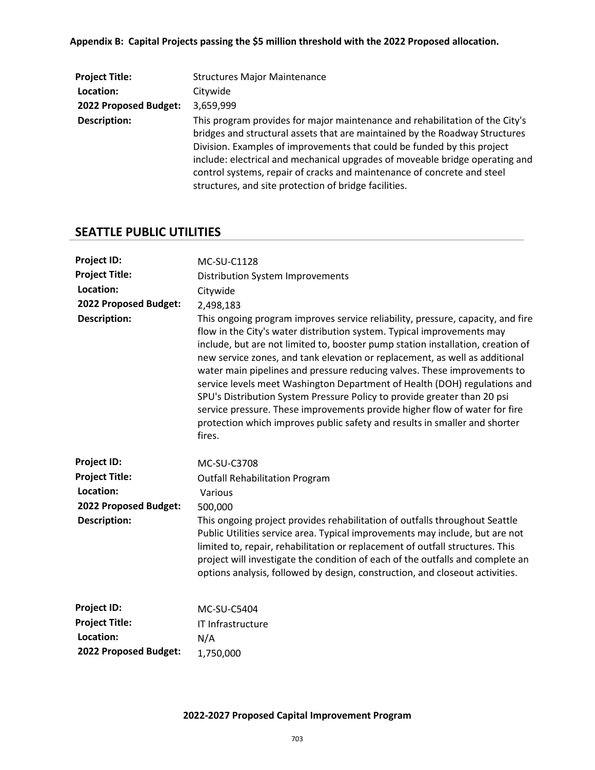**Appendix B: Capital Projects passing the $5 million threshold with the 2022 Proposed allocation.**

**Project Title:** Structures Major Maintenance
**Location:** Citywide
**2022 Proposed Budget:** 3,659,999
**Description:** This program provides for major maintenance and rehabilitation of the City's bridges and structural assets that are maintained by the Roadway Structures Division. Examples of improvements that could be funded by this project include: electrical and mechanical upgrades of moveable bridge operating and control systems, repair of cracks and maintenance of concrete and steel structures, and site protection of bridge facilities.

## SEATTLE PUBLIC UTILITIES

**Project ID:** MC-SU-C1128
**Project Title:** Distribution System Improvements
**Location:** Citywide
**2022 Proposed Budget:** 2,498,183
**Description:** This ongoing program improves service reliability, pressure, capacity, and fire flow in the City's water distribution system. Typical improvements may include, but are not limited to, booster pump station installation, creation of new service zones, and tank elevation or replacement, as well as additional water main pipelines and pressure reducing valves. These improvements to service levels meet Washington Department of Health (DOH) regulations and SPU's Distribution System Pressure Policy to provide greater than 20 psi service pressure. These improvements provide higher flow of water for fire protection which improves public safety and results in smaller and shorter fires.

**Project ID:** MC-SU-C3708
**Project Title:** Outfall Rehabilitation Program
**Location:** Various
**2022 Proposed Budget:** 500,000
**Description:** This ongoing project provides rehabilitation of outfalls throughout Seattle Public Utilities service area. Typical improvements may include, but are not limited to, repair, rehabilitation or replacement of outfall structures. This project will investigate the condition of each of the outfalls and complete an options analysis, followed by design, construction, and closeout activities.

**Project ID:** MC-SU-C5404
**Project Title:** IT Infrastructure
**Location:** N/A
**2022 Proposed Budget:** 1,750,000

**2022-2027 Proposed Capital Improvement Program**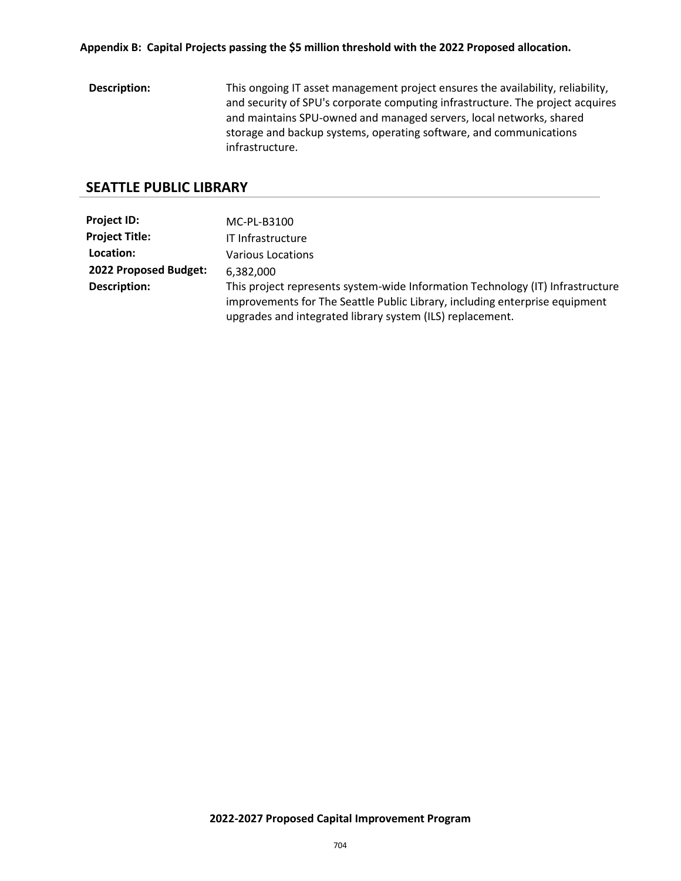**Appendix B: Capital Projects passing the $5 million threshold with the 2022 Proposed allocation.**

**Description:** This ongoing IT asset management project ensures the availability, reliability, and security of SPU's corporate computing infrastructure. The project acquires and maintains SPU-owned and managed servers, local networks, shared storage and backup systems, operating software, and communications infrastructure.

## SEATTLE PUBLIC LIBRARY

**Project ID:** MC-PL-B3100

**Project Title:** IT Infrastructure

**Location:** Various Locations

**2022 Proposed Budget:** 6,382,000

**Description:** This project represents system-wide Information Technology (IT) Infrastructure improvements for The Seattle Public Library, including enterprise equipment upgrades and integrated library system (ILS) replacement.